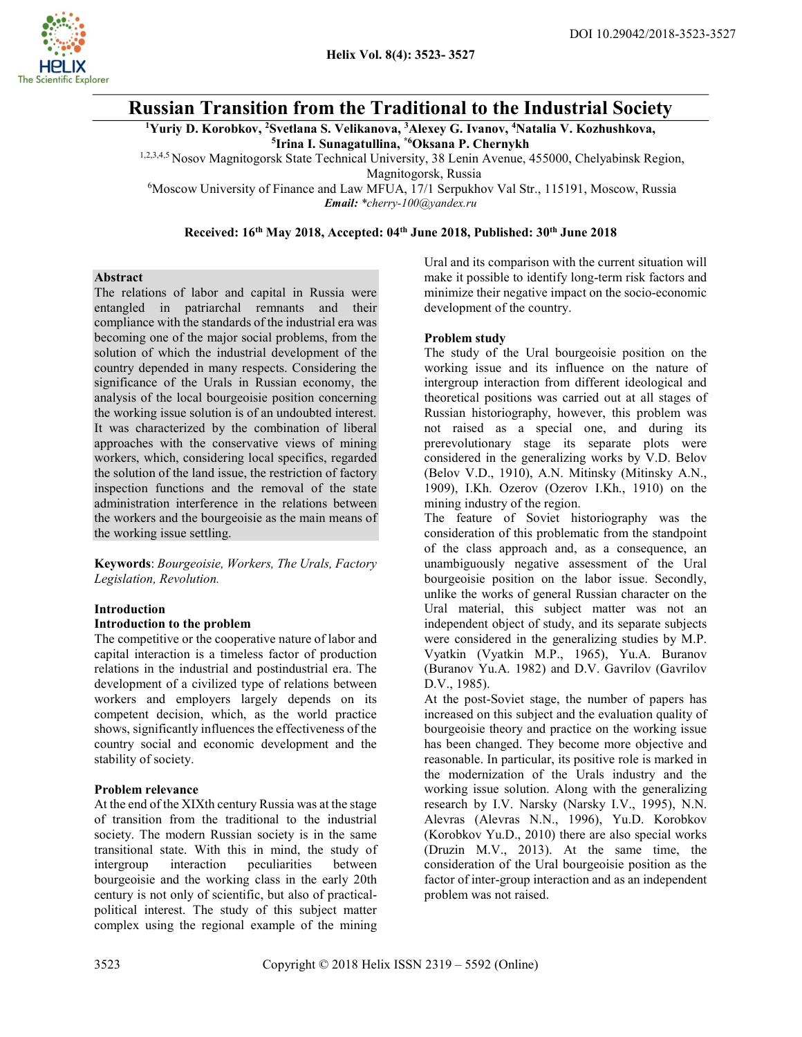# Russian Transition from the Traditional to the Industrial Society

[1]Yuriy D. Korobkov, [2]Svetlana S. Velikanova, [3]Alexey G. Ivanov, [4]Natalia V. Kozhushkova, [5]Irina I. Sunagatullina, [*6]Oksana P. Chernykh

[1,2,3,4,5] Nosov Magnitogorsk State Technical University, 38 Lenin Avenue, 455000, Chelyabinsk Region, Magnitogorsk, Russia

[6]Moscow University of Finance and Law MFUA, 17/1 Serpukhov Val Str., 115191, Moscow, Russia

***Email:*** *\*cherry-100@yandex.ru*

**Received: 16th May 2018, Accepted: 04th June 2018, Published: 30th June 2018**

**Abstract**

The relations of labor and capital in Russia were entangled in patriarchal remnants and their compliance with the standards of the industrial era was becoming one of the major social problems, from the solution of which the industrial development of the country depended in many respects. Considering the significance of the Urals in Russian economy, the analysis of the local bourgeoisie position concerning the working issue solution is of an undoubted interest. It was characterized by the combination of liberal approaches with the conservative views of mining workers, which, considering local specifics, regarded the solution of the land issue, the restriction of factory inspection functions and the removal of the state administration interference in the relations between the workers and the bourgeoisie as the main means of the working issue settling.

**Keywords**: *Bourgeoisie, Workers, The Urals, Factory Legislation, Revolution.*

## Introduction

### Introduction to the problem

The competitive or the cooperative nature of labor and capital interaction is a timeless factor of production relations in the industrial and postindustrial era. The development of a civilized type of relations between workers and employers largely depends on its competent decision, which, as the world practice shows, significantly influences the effectiveness of the country social and economic development and the stability of society.

### Problem relevance

At the end of the XIXth century Russia was at the stage of transition from the traditional to the industrial society. The modern Russian society is in the same transitional state. With this in mind, the study of intergroup interaction peculiarities between bourgeoisie and the working class in the early 20th century is not only of scientific, but also of practical-political interest. The study of this subject matter complex using the regional example of the mining Ural and its comparison with the current situation will make it possible to identify long-term risk factors and minimize their negative impact on the socio-economic development of the country.

### Problem study

The study of the Ural bourgeoisie position on the working issue and its influence on the nature of intergroup interaction from different ideological and theoretical positions was carried out at all stages of Russian historiography, however, this problem was not raised as a special one, and during its prerevolutionary stage its separate plots were considered in the generalizing works by V.D. Belov (Belov V.D., 1910), A.N. Mitinsky (Mitinsky A.N., 1909), I.Kh. Ozerov (Ozerov I.Kh., 1910) on the mining industry of the region.

The feature of Soviet historiography was the consideration of this problematic from the standpoint of the class approach and, as a consequence, an unambiguously negative assessment of the Ural bourgeoisie position on the labor issue. Secondly, unlike the works of general Russian character on the Ural material, this subject matter was not an independent object of study, and its separate subjects were considered in the generalizing studies by M.P. Vyatkin (Vyatkin M.P., 1965), Yu.A. Buranov (Buranov Yu.A. 1982) and D.V. Gavrilov (Gavrilov D.V., 1985).

At the post-Soviet stage, the number of papers has increased on this subject and the evaluation quality of bourgeoisie theory and practice on the working issue has been changed. They become more objective and reasonable. In particular, its positive role is marked in the modernization of the Urals industry and the working issue solution. Along with the generalizing research by I.V. Narsky (Narsky I.V., 1995), N.N. Alevras (Alevras N.N., 1996), Yu.D. Korobkov (Korobkov Yu.D., 2010) there are also special works (Druzin M.V., 2013). At the same time, the consideration of the Ural bourgeoisie position as the factor of inter-group interaction and as an independent problem was not raised.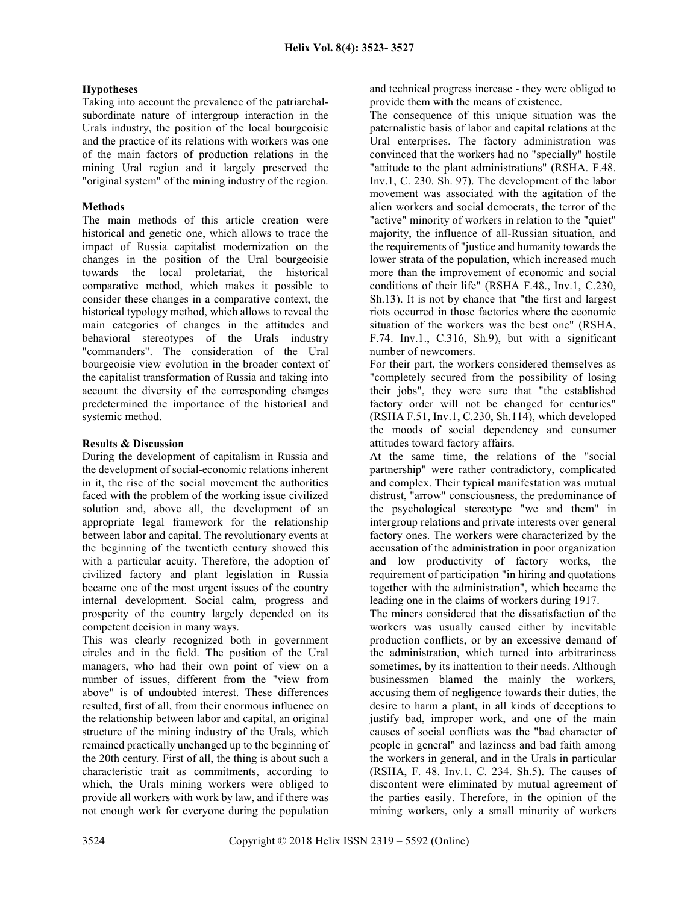## Hypotheses

Taking into account the prevalence of the patriarchal-subordinate nature of intergroup interaction in the Urals industry, the position of the local bourgeoisie and the practice of its relations with workers was one of the main factors of production relations in the mining Ural region and it largely preserved the "original system" of the mining industry of the region.

## Methods

The main methods of this article creation were historical and genetic one, which allows to trace the impact of Russia capitalist modernization on the changes in the position of the Ural bourgeoisie towards the local proletariat, the historical comparative method, which makes it possible to consider these changes in a comparative context, the historical typology method, which allows to reveal the main categories of changes in the attitudes and behavioral stereotypes of the Urals industry "commanders". The consideration of the Ural bourgeoisie view evolution in the broader context of the capitalist transformation of Russia and taking into account the diversity of the corresponding changes predetermined the importance of the historical and systemic method.

## Results & Discussion

During the development of capitalism in Russia and the development of social-economic relations inherent in it, the rise of the social movement the authorities faced with the problem of the working issue civilized solution and, above all, the development of an appropriate legal framework for the relationship between labor and capital. The revolutionary events at the beginning of the twentieth century showed this with a particular acuity. Therefore, the adoption of civilized factory and plant legislation in Russia became one of the most urgent issues of the country internal development. Social calm, progress and prosperity of the country largely depended on its competent decision in many ways.

This was clearly recognized both in government circles and in the field. The position of the Ural managers, who had their own point of view on a number of issues, different from the "view from above" is of undoubted interest. These differences resulted, first of all, from their enormous influence on the relationship between labor and capital, an original structure of the mining industry of the Urals, which remained practically unchanged up to the beginning of the 20th century. First of all, the thing is about such a characteristic trait as commitments, according to which, the Urals mining workers were obliged to provide all workers with work by law, and if there was not enough work for everyone during the population and technical progress increase - they were obliged to provide them with the means of existence.

The consequence of this unique situation was the paternalistic basis of labor and capital relations at the Ural enterprises. The factory administration was convinced that the workers had no "specially" hostile "attitude to the plant administrations" (RSHA. F.48. Inv.1, C. 230. Sh. 97). The development of the labor movement was associated with the agitation of the alien workers and social democrats, the terror of the "active" minority of workers in relation to the "quiet" majority, the influence of all-Russian situation, and the requirements of "justice and humanity towards the lower strata of the population, which increased much more than the improvement of economic and social conditions of their life" (RSHA F.48., Inv.1, C.230, Sh.13). It is not by chance that "the first and largest riots occurred in those factories where the economic situation of the workers was the best one" (RSHA, F.74. Inv.1., C.316, Sh.9), but with a significant number of newcomers.

For their part, the workers considered themselves as "completely secured from the possibility of losing their jobs", they were sure that "the established factory order will not be changed for centuries" (RSHA F.51, Inv.1, C.230, Sh.114), which developed the moods of social dependency and consumer attitudes toward factory affairs.

At the same time, the relations of the "social partnership" were rather contradictory, complicated and complex. Their typical manifestation was mutual distrust, "arrow" consciousness, the predominance of the psychological stereotype "we and them" in intergroup relations and private interests over general factory ones. The workers were characterized by the accusation of the administration in poor organization and low productivity of factory works, the requirement of participation "in hiring and quotations together with the administration", which became the leading one in the claims of workers during 1917.

The miners considered that the dissatisfaction of the workers was usually caused either by inevitable production conflicts, or by an excessive demand of the administration, which turned into arbitrariness sometimes, by its inattention to their needs. Although businessmen blamed the mainly the workers, accusing them of negligence towards their duties, the desire to harm a plant, in all kinds of deceptions to justify bad, improper work, and one of the main causes of social conflicts was the "bad character of people in general" and laziness and bad faith among the workers in general, and in the Urals in particular (RSHA, F. 48. Inv.1. C. 234. Sh.5). The causes of discontent were eliminated by mutual agreement of the parties easily. Therefore, in the opinion of the mining workers, only a small minority of workers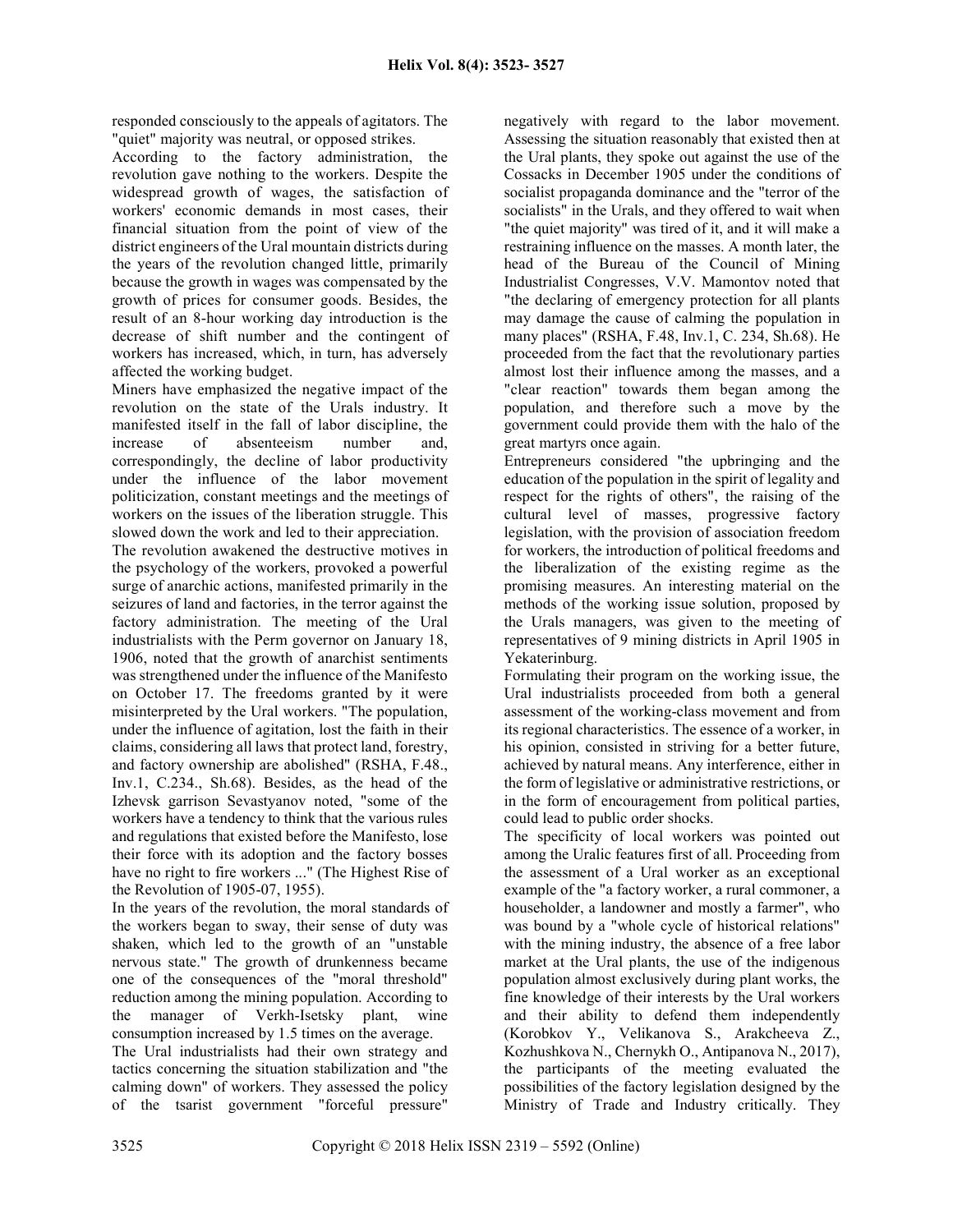responded consciously to the appeals of agitators. The "quiet" majority was neutral, or opposed strikes.

According to the factory administration, the revolution gave nothing to the workers. Despite the widespread growth of wages, the satisfaction of workers' economic demands in most cases, their financial situation from the point of view of the district engineers of the Ural mountain districts during the years of the revolution changed little, primarily because the growth in wages was compensated by the growth of prices for consumer goods. Besides, the result of an 8-hour working day introduction is the decrease of shift number and the contingent of workers has increased, which, in turn, has adversely affected the working budget.

Miners have emphasized the negative impact of the revolution on the state of the Urals industry. It manifested itself in the fall of labor discipline, the increase of absenteeism number and, correspondingly, the decline of labor productivity under the influence of the labor movement politicization, constant meetings and the meetings of workers on the issues of the liberation struggle. This slowed down the work and led to their appreciation.

The revolution awakened the destructive motives in the psychology of the workers, provoked a powerful surge of anarchic actions, manifested primarily in the seizures of land and factories, in the terror against the factory administration. The meeting of the Ural industrialists with the Perm governor on January 18, 1906, noted that the growth of anarchist sentiments was strengthened under the influence of the Manifesto on October 17. The freedoms granted by it were misinterpreted by the Ural workers. "The population, under the influence of agitation, lost the faith in their claims, considering all laws that protect land, forestry, and factory ownership are abolished" (RSHA, F.48., Inv.1, C.234., Sh.68). Besides, as the head of the Izhevsk garrison Sevastyanov noted, "some of the workers have a tendency to think that the various rules and regulations that existed before the Manifesto, lose their force with its adoption and the factory bosses have no right to fire workers ..." (The Highest Rise of the Revolution of 1905-07, 1955).

In the years of the revolution, the moral standards of the workers began to sway, their sense of duty was shaken, which led to the growth of an "unstable nervous state." The growth of drunkenness became one of the consequences of the "moral threshold" reduction among the mining population. According to the manager of Verkh-Isetsky plant, wine consumption increased by 1.5 times on the average.

The Ural industrialists had their own strategy and tactics concerning the situation stabilization and "the calming down" of workers. They assessed the policy of the tsarist government "forceful pressure" negatively with regard to the labor movement. Assessing the situation reasonably that existed then at the Ural plants, they spoke out against the use of the Cossacks in December 1905 under the conditions of socialist propaganda dominance and the "terror of the socialists" in the Urals, and they offered to wait when "the quiet majority" was tired of it, and it will make a restraining influence on the masses. A month later, the head of the Bureau of the Council of Mining Industrialist Congresses, V.V. Mamontov noted that "the declaring of emergency protection for all plants may damage the cause of calming the population in many places" (RSHA, F.48, Inv.1, C. 234, Sh.68). He proceeded from the fact that the revolutionary parties almost lost their influence among the masses, and a "clear reaction" towards them began among the population, and therefore such a move by the government could provide them with the halo of the great martyrs once again.

Entrepreneurs considered "the upbringing and the education of the population in the spirit of legality and respect for the rights of others", the raising of the cultural level of masses, progressive factory legislation, with the provision of association freedom for workers, the introduction of political freedoms and the liberalization of the existing regime as the promising measures. An interesting material on the methods of the working issue solution, proposed by the Urals managers, was given to the meeting of representatives of 9 mining districts in April 1905 in Yekaterinburg.

Formulating their program on the working issue, the Ural industrialists proceeded from both a general assessment of the working-class movement and from its regional characteristics. The essence of a worker, in his opinion, consisted in striving for a better future, achieved by natural means. Any interference, either in the form of legislative or administrative restrictions, or in the form of encouragement from political parties, could lead to public order shocks.

The specificity of local workers was pointed out among the Uralic features first of all. Proceeding from the assessment of a Ural worker as an exceptional example of the "a factory worker, a rural commoner, a householder, a landowner and mostly a farmer", who was bound by a "whole cycle of historical relations" with the mining industry, the absence of a free labor market at the Ural plants, the use of the indigenous population almost exclusively during plant works, the fine knowledge of their interests by the Ural workers and their ability to defend them independently (Korobkov Y., Velikanova S., Arakcheeva Z., Kozhushkova N., Chernykh O., Antipanova N., 2017), the participants of the meeting evaluated the possibilities of the factory legislation designed by the Ministry of Trade and Industry critically. They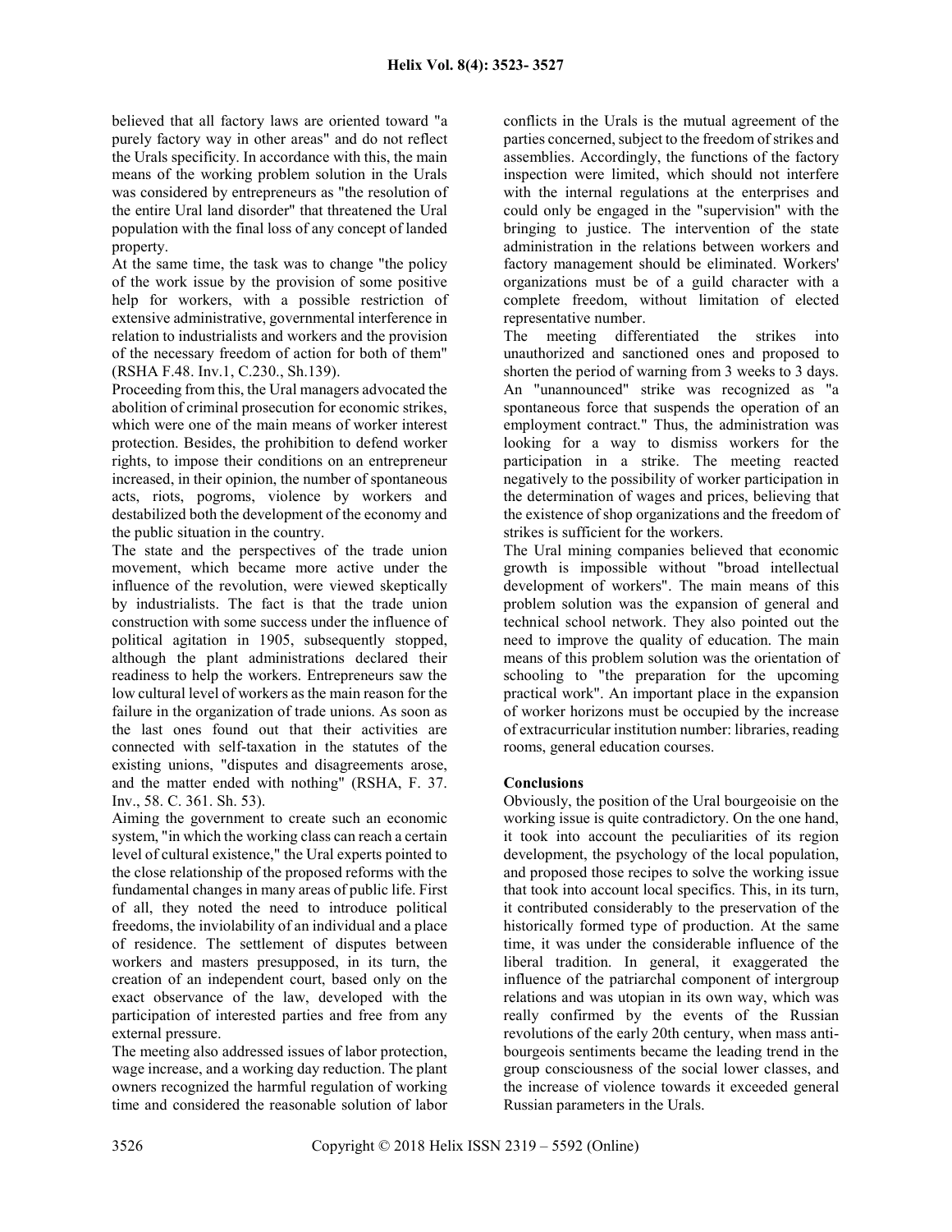believed that all factory laws are oriented toward "a purely factory way in other areas" and do not reflect the Urals specificity. In accordance with this, the main means of the working problem solution in the Urals was considered by entrepreneurs as "the resolution of the entire Ural land disorder" that threatened the Ural population with the final loss of any concept of landed property.

At the same time, the task was to change "the policy of the work issue by the provision of some positive help for workers, with a possible restriction of extensive administrative, governmental interference in relation to industrialists and workers and the provision of the necessary freedom of action for both of them" (RSHA F.48. Inv.1, C.230., Sh.139).

Proceeding from this, the Ural managers advocated the abolition of criminal prosecution for economic strikes, which were one of the main means of worker interest protection. Besides, the prohibition to defend worker rights, to impose their conditions on an entrepreneur increased, in their opinion, the number of spontaneous acts, riots, pogroms, violence by workers and destabilized both the development of the economy and the public situation in the country.

The state and the perspectives of the trade union movement, which became more active under the influence of the revolution, were viewed skeptically by industrialists. The fact is that the trade union construction with some success under the influence of political agitation in 1905, subsequently stopped, although the plant administrations declared their readiness to help the workers. Entrepreneurs saw the low cultural level of workers as the main reason for the failure in the organization of trade unions. As soon as the last ones found out that their activities are connected with self-taxation in the statutes of the existing unions, "disputes and disagreements arose, and the matter ended with nothing" (RSHA, F. 37. Inv., 58. C. 361. Sh. 53).

Aiming the government to create such an economic system, "in which the working class can reach a certain level of cultural existence," the Ural experts pointed to the close relationship of the proposed reforms with the fundamental changes in many areas of public life. First of all, they noted the need to introduce political freedoms, the inviolability of an individual and a place of residence. The settlement of disputes between workers and masters presupposed, in its turn, the creation of an independent court, based only on the exact observance of the law, developed with the participation of interested parties and free from any external pressure.

The meeting also addressed issues of labor protection, wage increase, and a working day reduction. The plant owners recognized the harmful regulation of working time and considered the reasonable solution of labor conflicts in the Urals is the mutual agreement of the parties concerned, subject to the freedom of strikes and assemblies. Accordingly, the functions of the factory inspection were limited, which should not interfere with the internal regulations at the enterprises and could only be engaged in the "supervision" with the bringing to justice. The intervention of the state administration in the relations between workers and factory management should be eliminated. Workers' organizations must be of a guild character with a complete freedom, without limitation of elected representative number.

The meeting differentiated the strikes into unauthorized and sanctioned ones and proposed to shorten the period of warning from 3 weeks to 3 days. An "unannounced" strike was recognized as "a spontaneous force that suspends the operation of an employment contract." Thus, the administration was looking for a way to dismiss workers for the participation in a strike. The meeting reacted negatively to the possibility of worker participation in the determination of wages and prices, believing that the existence of shop organizations and the freedom of strikes is sufficient for the workers.

The Ural mining companies believed that economic growth is impossible without "broad intellectual development of workers". The main means of this problem solution was the expansion of general and technical school network. They also pointed out the need to improve the quality of education. The main means of this problem solution was the orientation of schooling to "the preparation for the upcoming practical work". An important place in the expansion of worker horizons must be occupied by the increase of extracurricular institution number: libraries, reading rooms, general education courses.

## Conclusions

Obviously, the position of the Ural bourgeoisie on the working issue is quite contradictory. On the one hand, it took into account the peculiarities of its region development, the psychology of the local population, and proposed those recipes to solve the working issue that took into account local specifics. This, in its turn, it contributed considerably to the preservation of the historically formed type of production. At the same time, it was under the considerable influence of the liberal tradition. In general, it exaggerated the influence of the patriarchal component of intergroup relations and was utopian in its own way, which was really confirmed by the events of the Russian revolutions of the early 20th century, when mass anti-bourgeois sentiments became the leading trend in the group consciousness of the social lower classes, and the increase of violence towards it exceeded general Russian parameters in the Urals.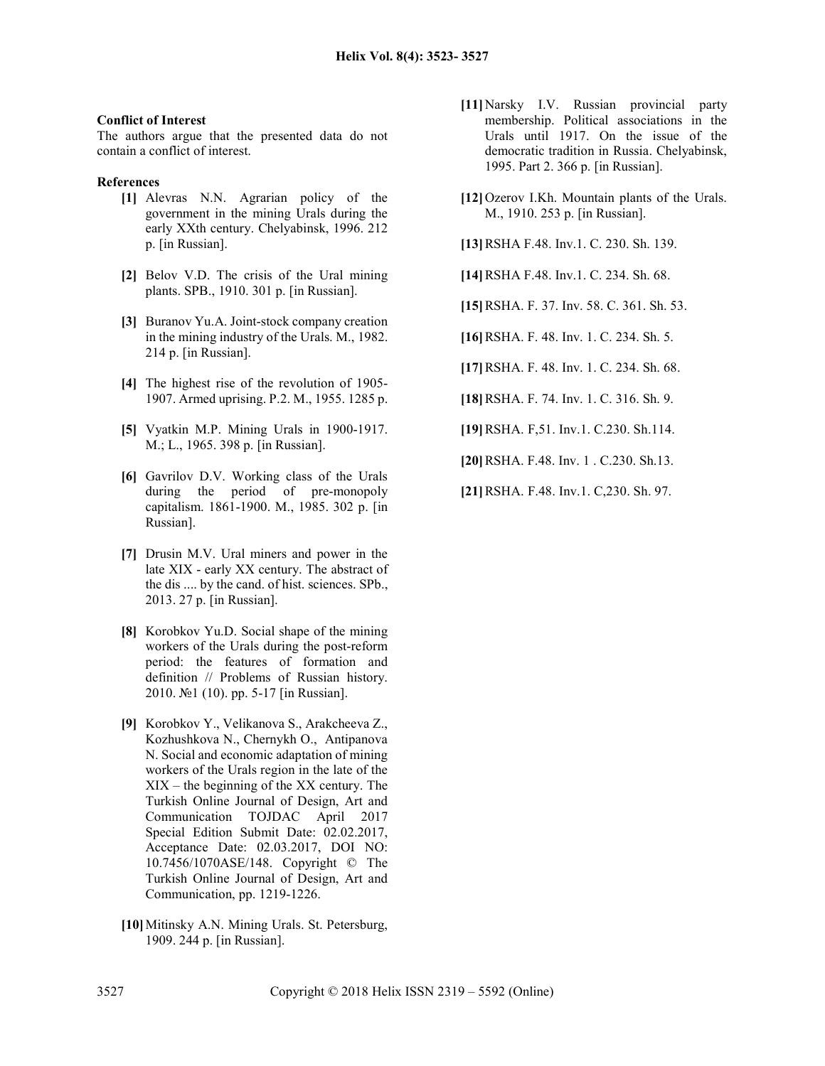**Conflict of Interest**

The authors argue that the presented data do not contain a conflict of interest.

**References**

**[1]** Alevras N.N. Agrarian policy of the government in the mining Urals during the early XXth century. Chelyabinsk, 1996. 212 p. [in Russian].

**[2]** Belov V.D. The crisis of the Ural mining plants. SPB., 1910. 301 p. [in Russian].

**[3]** Buranov Yu.A. Joint-stock company creation in the mining industry of the Urals. M., 1982. 214 p. [in Russian].

**[4]** The highest rise of the revolution of 1905-1907. Armed uprising. P.2. M., 1955. 1285 p.

**[5]** Vyatkin M.P. Mining Urals in 1900-1917. M.; L., 1965. 398 p. [in Russian].

**[6]** Gavrilov D.V. Working class of the Urals during the period of pre-monopoly capitalism. 1861-1900. M., 1985. 302 p. [in Russian].

**[7]** Drusin M.V. Ural miners and power in the late XIX - early XX century. The abstract of the dis .... by the cand. of hist. sciences. SPb., 2013. 27 p. [in Russian].

**[8]** Korobkov Yu.D. Social shape of the mining workers of the Urals during the post-reform period: the features of formation and definition // Problems of Russian history. 2010. №1 (10). pp. 5-17 [in Russian].

**[9]** Korobkov Y., Velikanova S., Arakcheeva Z., Kozhushkova N., Chernykh O., Antipanova N. Social and economic adaptation of mining workers of the Urals region in the late of the XIX – the beginning of the XX century. The Turkish Online Journal of Design, Art and Communication TOJDAC April 2017 Special Edition Submit Date: 02.02.2017, Acceptance Date: 02.03.2017, DOI NO: 10.7456/1070ASE/148. Copyright © The Turkish Online Journal of Design, Art and Communication, pp. 1219-1226.

**[10]** Mitinsky A.N. Mining Urals. St. Petersburg, 1909. 244 p. [in Russian].

**[11]** Narsky I.V. Russian provincial party membership. Political associations in the Urals until 1917. On the issue of the democratic tradition in Russia. Chelyabinsk, 1995. Part 2. 366 p. [in Russian].

**[12]** Ozerov I.Kh. Mountain plants of the Urals. M., 1910. 253 p. [in Russian].

**[13]** RSHA F.48. Inv.1. C. 230. Sh. 139.

**[14]** RSHA F.48. Inv.1. C. 234. Sh. 68.

**[15]** RSHA. F. 37. Inv. 58. C. 361. Sh. 53.

**[16]** RSHA. F. 48. Inv. 1. C. 234. Sh. 5.

**[17]** RSHA. F. 48. Inv. 1. C. 234. Sh. 68.

**[18]** RSHA. F. 74. Inv. 1. C. 316. Sh. 9.

**[19]** RSHA. F,51. Inv.1. C.230. Sh.114.

**[20]** RSHA. F.48. Inv. 1 . C.230. Sh.13.

**[21]** RSHA. F.48. Inv.1. C,230. Sh. 97.